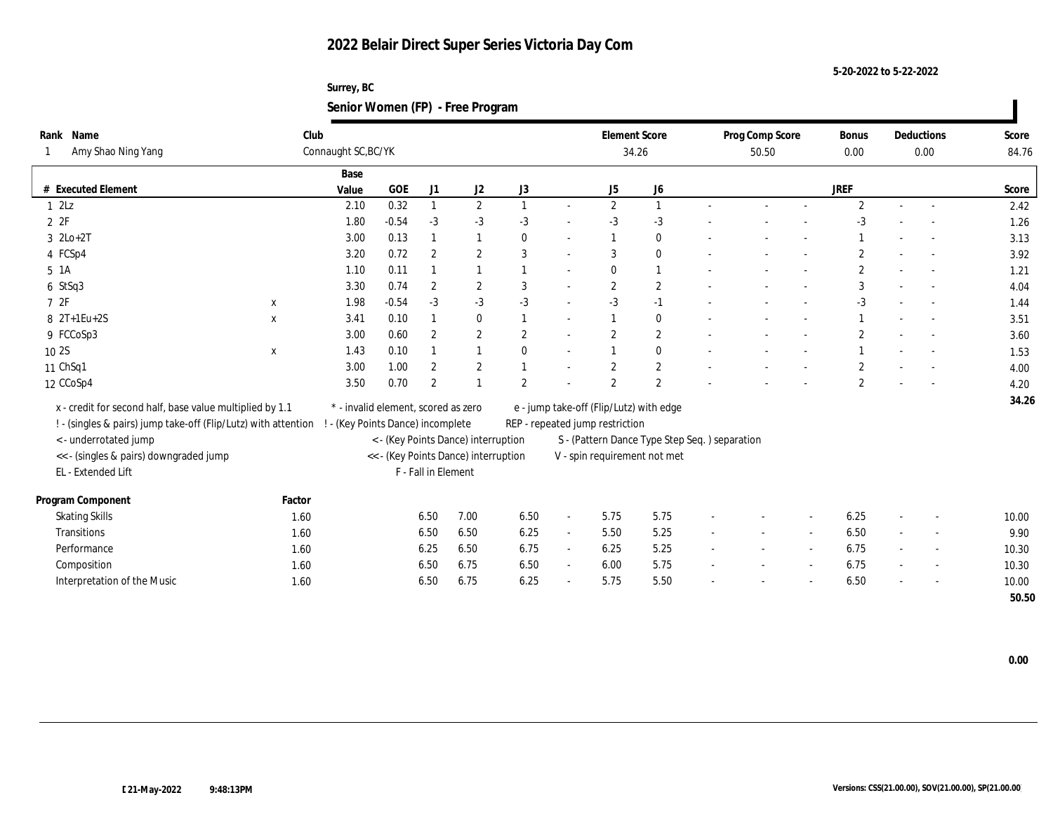# 2022 Belair Direct Super Series Victoria Day Com

5-20-2022 to 5-22-2022

Surrey, BC

## Senior Women (FP) - Free Program

| Rank | Name | Club | Element Score | Prog Comp Score | Bonus | Deductions | Score |
|---|---|---|---|---|---|---|---|
| 1 | Amy Shao Ning Yang | Connaught SC,BC/YK | 34.26 | 50.50 | 0.00 | 0.00 | 84.76 |

| # | Executed Element | | Base Value | GOE | J1 | J2 | J3 | | J5 | J6 | | | | JREF | | | Score |
|---|---|---|---|---|---|---|---|---|---|---|---|---|---|---|---|---|---|
| 1 | 2Lz | | 2.10 | 0.32 | 1 | 2 | 1 | - | 2 | 1 | - | - | - | 2 | - | - | 2.42 |
| 2 | 2F | | 1.80 | -0.54 | -3 | -3 | -3 | - | -3 | -3 | - | - | - | -3 | - | - | 1.26 |
| 3 | 2Lo+2T | | 3.00 | 0.13 | 1 | 1 | 0 | - | 1 | 0 | - | - | - | 1 | - | - | 3.13 |
| 4 | FCSp4 | | 3.20 | 0.72 | 2 | 2 | 3 | - | 3 | 0 | - | - | - | 2 | - | - | 3.92 |
| 5 | 1A | | 1.10 | 0.11 | 1 | 1 | 1 | - | 0 | 1 | - | - | - | 2 | - | - | 1.21 |
| 6 | StSq3 | | 3.30 | 0.74 | 2 | 2 | 3 | - | 2 | 2 | - | - | - | 3 | - | - | 4.04 |
| 7 | 2F | x | 1.98 | -0.54 | -3 | -3 | -3 | - | -3 | -1 | - | - | - | -3 | - | - | 1.44 |
| 8 | 2T+1Eu+2S | x | 3.41 | 0.10 | 1 | 0 | 1 | - | 1 | 0 | - | - | - | 1 | - | - | 3.51 |
| 9 | FCCoSp3 | | 3.00 | 0.60 | 2 | 2 | 2 | - | 2 | 2 | - | - | - | 2 | - | - | 3.60 |
| 10 | 2S | x | 1.43 | 0.10 | 1 | 1 | 0 | - | 1 | 0 | - | - | - | 1 | - | - | 1.53 |
| 11 | ChSq1 | | 3.00 | 1.00 | 2 | 2 | 1 | - | 2 | 2 | - | - | - | 2 | - | - | 4.00 |
| 12 | CCoSp4 | | 3.50 | 0.70 | 2 | 1 | 2 | - | 2 | 2 | - | - | - | 2 | - | - | 4.20 |
| | | | | | | | | | | | | | | | | | 34.26 |

x - credit for second half, base value multiplied by 1.1
! - (singles & pairs) jump take-off (Flip/Lutz) with attention
< - underrotated jump
<< - (singles & pairs) downgraded jump
EL - Extended Lift
\* - invalid element, scored as zero
! - (Key Points Dance) incomplete
< - (Key Points Dance) interruption
<< - (Key Points Dance) interruption
F - Fall in Element
e - jump take-off (Flip/Lutz) with edge
REP - repeated jump restriction
S - (Pattern Dance Type Step Seq. ) separation
V - spin requirement not met

| Program Component | Factor | J1 | J2 | J3 | | J5 | J6 | | | | JREF | | | Score |
|---|---|---|---|---|---|---|---|---|---|---|---|---|---|---|
| Skating Skills | 1.60 | 6.50 | 7.00 | 6.50 | - | 5.75 | 5.75 | - | - | - | 6.25 | - | - | 10.00 |
| Transitions | 1.60 | 6.50 | 6.50 | 6.25 | - | 5.50 | 5.25 | - | - | - | 6.50 | - | - | 9.90 |
| Performance | 1.60 | 6.25 | 6.50 | 6.75 | - | 6.25 | 5.25 | - | - | - | 6.75 | - | - | 10.30 |
| Composition | 1.60 | 6.50 | 6.75 | 6.50 | - | 6.00 | 5.75 | - | - | - | 6.75 | - | - | 10.30 |
| Interpretation of the Music | 1.60 | 6.50 | 6.75 | 6.25 | - | 5.75 | 5.50 | - | - | - | 6.50 | - | - | 10.00 |
| | | | | | | | | | | | | | | 50.50 |

0.00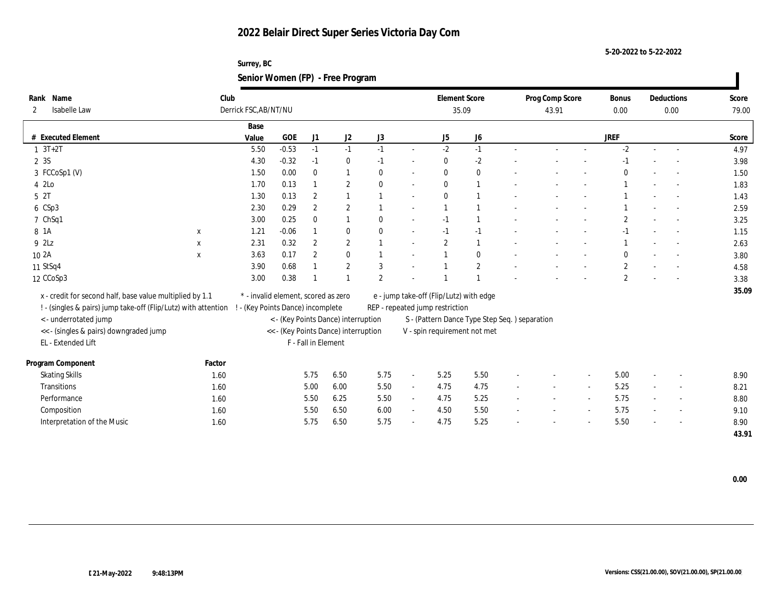# 2022 Belair Direct Super Series Victoria Day Com

5-20-2022 to 5-22-2022

Surrey, BC

## Senior Women (FP) - Free Program

| Rank | Name | Club | Element Score | Prog Comp Score | Bonus | Deductions | Score |
|---|---|---|---|---|---|---|---|
| 2 | Isabelle Law | Derrick FSC,AB/NT/NU | 35.09 | 43.91 | 0.00 | 0.00 | 79.00 |

| # | Executed Element | | Base Value | GOE | J1 | J2 | J3 | | J5 | J6 | | | | JREF | | | Score |
|---|---|---|---|---|---|---|---|---|---|---|---|---|---|---|---|---|---|
| 1 | 3T+2T | | 5.50 | -0.53 | -1 | -1 | -1 | - | -2 | -1 | - | - | - | -2 | - | - | 4.97 |
| 2 | 3S | | 4.30 | -0.32 | -1 | 0 | -1 | - | 0 | -2 | - | - | - | -1 | - | - | 3.98 |
| 3 | FCCoSp1 (V) | | 1.50 | 0.00 | 0 | 1 | 0 | - | 0 | 0 | - | - | - | 0 | - | - | 1.50 |
| 4 | 2Lo | | 1.70 | 0.13 | 1 | 2 | 0 | - | 0 | 1 | - | - | - | 1 | - | - | 1.83 |
| 5 | 2T | | 1.30 | 0.13 | 2 | 1 | 1 | - | 0 | 1 | - | - | - | 1 | - | - | 1.43 |
| 6 | CSp3 | | 2.30 | 0.29 | 2 | 2 | 1 | - | 1 | 1 | - | - | - | 1 | - | - | 2.59 |
| 7 | ChSq1 | | 3.00 | 0.25 | 0 | 1 | 0 | - | -1 | 1 | - | - | - | 2 | - | - | 3.25 |
| 8 | 1A | x | 1.21 | -0.06 | 1 | 0 | 0 | - | -1 | -1 | - | - | - | -1 | - | - | 1.15 |
| 9 | 2Lz | x | 2.31 | 0.32 | 2 | 2 | 1 | - | 2 | 1 | - | - | - | 1 | - | - | 2.63 |
| 10 | 2A | x | 3.63 | 0.17 | 2 | 0 | 1 | - | 1 | 0 | - | - | - | 0 | - | - | 3.80 |
| 11 | StSq4 | | 3.90 | 0.68 | 1 | 2 | 3 | - | 1 | 2 | - | - | - | 2 | - | - | 4.58 |
| 12 | CCoSp3 | | 3.00 | 0.38 | 1 | 1 | 2 | - | 1 | 1 | - | - | - | 2 | - | - | 3.38 |
| | | | | | | | | | | | | | | | | | 35.09 |

x - credit for second half, base value multiplied by 1.1
! - (singles & pairs) jump take-off (Flip/Lutz) with attention
< - underrotated jump
<< - (singles & pairs) downgraded jump
EL - Extended Lift
\* - invalid element, scored as zero
! - (Key Points Dance) incomplete
< - (Key Points Dance) interruption
<< - (Key Points Dance) interruption
F - Fall in Element
e - jump take-off (Flip/Lutz) with edge
REP - repeated jump restriction
S - (Pattern Dance Type Step Seq. ) separation
V - spin requirement not met

| Program Component | Factor | J1 | J2 | J3 | | J5 | J6 | | | | JREF | | | Score |
|---|---|---|---|---|---|---|---|---|---|---|---|---|---|---|
| Skating Skills | 1.60 | 5.75 | 6.50 | 5.75 | - | 5.25 | 5.50 | - | - | - | 5.00 | - | - | 8.90 |
| Transitions | 1.60 | 5.00 | 6.00 | 5.50 | - | 4.75 | 4.75 | - | - | - | 5.25 | - | - | 8.21 |
| Performance | 1.60 | 5.50 | 6.25 | 5.50 | - | 4.75 | 5.25 | - | - | - | 5.75 | - | - | 8.80 |
| Composition | 1.60 | 5.50 | 6.50 | 6.00 | - | 4.50 | 5.50 | - | - | - | 5.75 | - | - | 9.10 |
| Interpretation of the Music | 1.60 | 5.75 | 6.50 | 5.75 | - | 4.75 | 5.25 | - | - | - | 5.50 | - | - | 8.90 |
| | | | | | | | | | | | | | | 43.91 |

0.00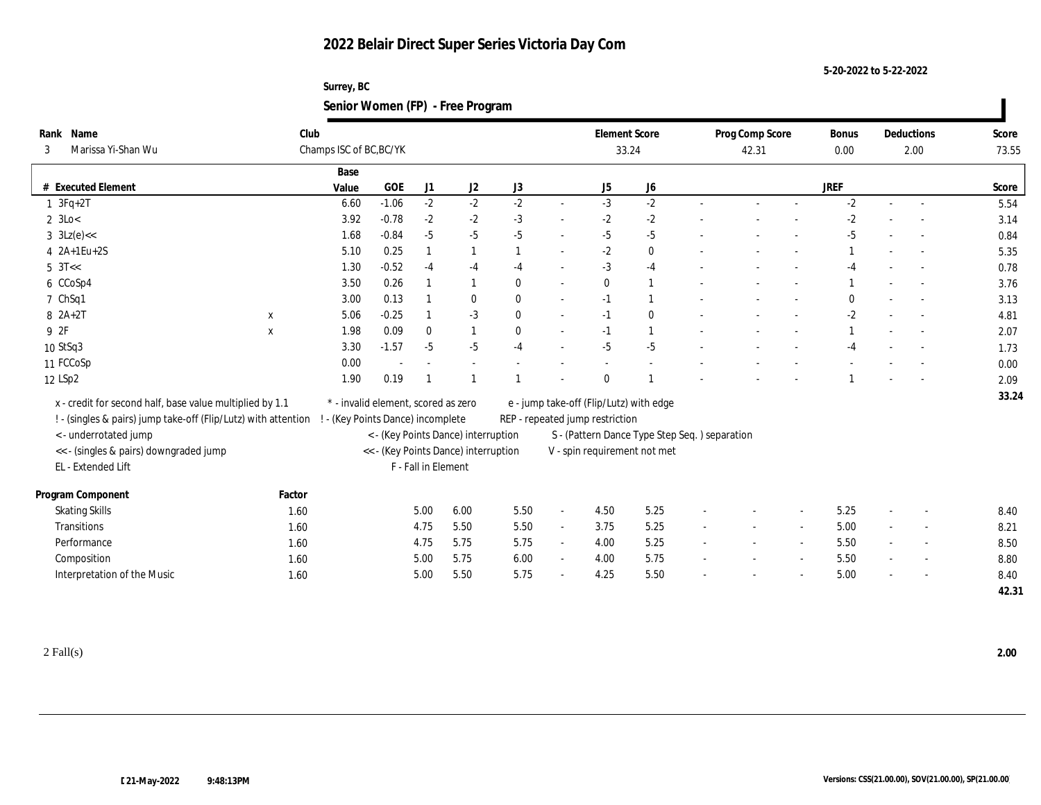# 2022 Belair Direct Super Series Victoria Day Com

5-20-2022 to 5-22-2022

Surrey, BC

## Senior Women (FP) - Free Program

| Rank | Name | Club | Element Score | Prog Comp Score | Bonus | Deductions | Score |
|---|---|---|---|---|---|---|---|
| 3 | Marissa Yi-Shan Wu | Champs ISC of BC,BC/YK | 33.24 | 42.31 | 0.00 | 2.00 | 73.55 |

| # | Executed Element | | Base Value | GOE | J1 | J2 | J3 | | J5 | J6 | | | | JREF | | | Score |
|---|---|---|---|---|---|---|---|---|---|---|---|---|---|---|---|---|---|
| 1 | 3Fq+2T | | 6.60 | -1.06 | -2 | -2 | -2 | - | -3 | -2 | - | - | - | -2 | - | - | 5.54 |
| 2 | 3Lo< | | 3.92 | -0.78 | -2 | -2 | -3 | - | -2 | -2 | - | - | - | -2 | - | - | 3.14 |
| 3 | 3Lz(e)<< | | 1.68 | -0.84 | -5 | -5 | -5 | - | -5 | -5 | - | - | - | -5 | - | - | 0.84 |
| 4 | 2A+1Eu+2S | | 5.10 | 0.25 | 1 | 1 | 1 | - | -2 | 0 | - | - | - | 1 | - | - | 5.35 |
| 5 | 3T<< | | 1.30 | -0.52 | -4 | -4 | -4 | - | -3 | -4 | - | - | - | -4 | - | - | 0.78 |
| 6 | CCoSp4 | | 3.50 | 0.26 | 1 | 1 | 0 | - | 0 | 1 | - | - | - | 1 | - | - | 3.76 |
| 7 | ChSq1 | | 3.00 | 0.13 | 1 | 0 | 0 | - | -1 | 1 | - | - | - | 0 | - | - | 3.13 |
| 8 | 2A+2T | x | 5.06 | -0.25 | 1 | -3 | 0 | - | -1 | 0 | - | - | - | -2 | - | - | 4.81 |
| 9 | 2F | x | 1.98 | 0.09 | 0 | 1 | 0 | - | -1 | 1 | - | - | - | 1 | - | - | 2.07 |
| 10 | StSq3 | | 3.30 | -1.57 | -5 | -5 | -4 | - | -5 | -5 | - | - | - | -4 | - | - | 1.73 |
| 11 | FCCoSp | | 0.00 | - | - | - | - | - | - | - | - | - | - | - | - | - | 0.00 |
| 12 | LSp2 | | 1.90 | 0.19 | 1 | 1 | 1 | - | 0 | 1 | - | - | - | 1 | - | - | 2.09 |
| | | | | | | | | | | | | | | | | | 33.24 |

x - credit for second half, base value multiplied by 1.1
! - (singles & pairs) jump take-off (Flip/Lutz) with attention
< - underrotated jump
<< - (singles & pairs) downgraded jump
EL - Extended Lift
* - invalid element, scored as zero
! - (Key Points Dance) incomplete
< - (Key Points Dance) interruption
<< - (Key Points Dance) interruption
F - Fall in Element
e - jump take-off (Flip/Lutz) with edge
REP - repeated jump restriction
S - (Pattern Dance Type Step Seq. ) separation
V - spin requirement not met

| Program Component | Factor | J1 | J2 | J3 | | J5 | J6 | | | | JREF | | | Score |
|---|---|---|---|---|---|---|---|---|---|---|---|---|---|---|
| Skating Skills | 1.60 | 5.00 | 6.00 | 5.50 | - | 4.50 | 5.25 | - | - | - | 5.25 | - | - | 8.40 |
| Transitions | 1.60 | 4.75 | 5.50 | 5.50 | - | 3.75 | 5.25 | - | - | - | 5.00 | - | - | 8.21 |
| Performance | 1.60 | 4.75 | 5.75 | 5.75 | - | 4.00 | 5.25 | - | - | - | 5.50 | - | - | 8.50 |
| Composition | 1.60 | 5.00 | 5.75 | 6.00 | - | 4.00 | 5.75 | - | - | - | 5.50 | - | - | 8.80 |
| Interpretation of the Music | 1.60 | 5.00 | 5.50 | 5.75 | - | 4.25 | 5.50 | - | - | - | 5.00 | - | - | 8.40 |
| | | | | | | | | | | | | | | 42.31 |

2 Fall(s) **2.00**

21-May-2022 9:48:13PM

Versions: CSS(21.00.00), SOV(21.00.00), SP(21.00.00)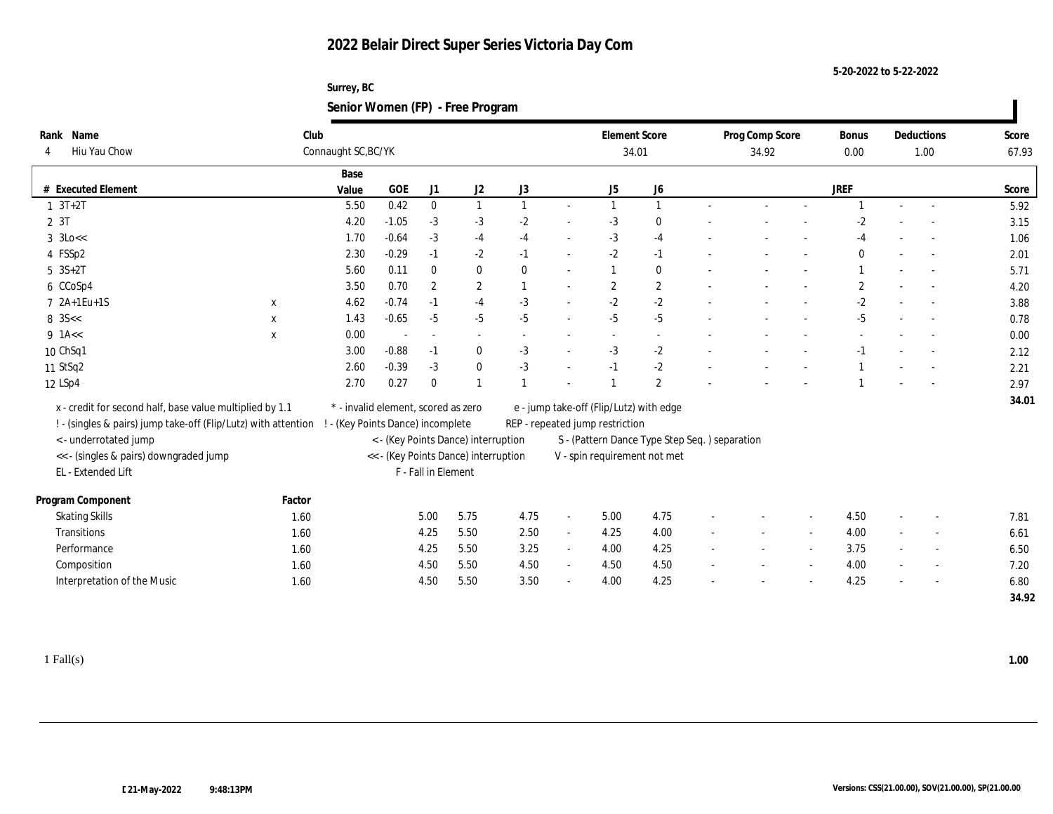# 2022 Belair Direct Super Series Victoria Day Com

5-20-2022 to 5-22-2022

Surrey, BC

## Senior Women (FP) - Free Program

| Rank | Name | Club | Element Score | Prog Comp Score | Bonus | Deductions | Score |
|---|---|---|---|---|---|---|---|
| 4 | Hiu Yau Chow | Connaught SC,BC/YK | 34.01 | 34.92 | 0.00 | 1.00 | 67.93 |

| # | Executed Element | | Base Value | GOE | J1 | J2 | J3 | | J5 | J6 | | | | | JREF | | | Score |
|---|---|---|---|---|---|---|---|---|---|---|---|---|---|---|---|---|---|---|
| 1 | 3T+2T | | 5.50 | 0.42 | 0 | 1 | 1 | - | 1 | 1 | - | - | - | - | 1 | - | - | 5.92 |
| 2 | 3T | | 4.20 | -1.05 | -3 | -3 | -2 | - | -3 | 0 | - | - | - | - | -2 | - | - | 3.15 |
| 3 | 3Lo<< | | 1.70 | -0.64 | -3 | -4 | -4 | - | -3 | -4 | - | - | - | - | -4 | - | - | 1.06 |
| 4 | FSSp2 | | 2.30 | -0.29 | -1 | -2 | -1 | - | -2 | -1 | - | - | - | - | 0 | - | - | 2.01 |
| 5 | 3S+2T | | 5.60 | 0.11 | 0 | 0 | 0 | - | 1 | 0 | - | - | - | - | 1 | - | - | 5.71 |
| 6 | CCoSp4 | | 3.50 | 0.70 | 2 | 2 | 1 | - | 2 | 2 | - | - | - | - | 2 | - | - | 4.20 |
| 7 | 2A+1Eu+1S | x | 4.62 | -0.74 | -1 | -4 | -3 | - | -2 | -2 | - | - | - | - | -2 | - | - | 3.88 |
| 8 | 3S<< | x | 1.43 | -0.65 | -5 | -5 | -5 | - | -5 | -5 | - | - | - | - | -5 | - | - | 0.78 |
| 9 | 1A<< | x | 0.00 | - | - | - | - | - | - | - | - | - | - | - | - | - | - | 0.00 |
| 10 | ChSq1 | | 3.00 | -0.88 | -1 | 0 | -3 | - | -3 | -2 | - | - | - | - | -1 | - | - | 2.12 |
| 11 | StSq2 | | 2.60 | -0.39 | -3 | 0 | -3 | - | -1 | -2 | - | - | - | - | 1 | - | - | 2.21 |
| 12 | LSp4 | | 2.70 | 0.27 | 0 | 1 | 1 | - | 1 | 2 | - | - | - | - | 1 | - | - | 2.97 |
| | | | | | | | | | | | | | | | | | | 34.01 |

x - credit for second half, base value multiplied by 1.1
! - (singles & pairs) jump take-off (Flip/Lutz) with attention
< - underrotated jump
<< - (singles & pairs) downgraded jump
EL - Extended Lift
\* - invalid element, scored as zero
! - (Key Points Dance) incomplete
< - (Key Points Dance) interruption
<< - (Key Points Dance) interruption
F - Fall in Element
e - jump take-off (Flip/Lutz) with edge
REP - repeated jump restriction
S - (Pattern Dance Type Step Seq. ) separation
V - spin requirement not met

| Program Component | Factor | J1 | J2 | J3 | | J5 | J6 | | | | | JREF | | | Score |
|---|---|---|---|---|---|---|---|---|---|---|---|---|---|---|---|
| Skating Skills | 1.60 | 5.00 | 5.75 | 4.75 | - | 5.00 | 4.75 | - | - | - | - | 4.50 | - | - | 7.81 |
| Transitions | 1.60 | 4.25 | 5.50 | 2.50 | - | 4.25 | 4.00 | - | - | - | - | 4.00 | - | - | 6.61 |
| Performance | 1.60 | 4.25 | 5.50 | 3.25 | - | 4.00 | 4.25 | - | - | - | - | 3.75 | - | - | 6.50 |
| Composition | 1.60 | 4.50 | 5.50 | 4.50 | - | 4.50 | 4.50 | - | - | - | - | 4.00 | - | - | 7.20 |
| Interpretation of the Music | 1.60 | 4.50 | 5.50 | 3.50 | - | 4.00 | 4.25 | - | - | - | - | 4.25 | - | - | 6.80 |
| | | | | | | | | | | | | | | | 34.92 |

1 Fall(s) **1.00**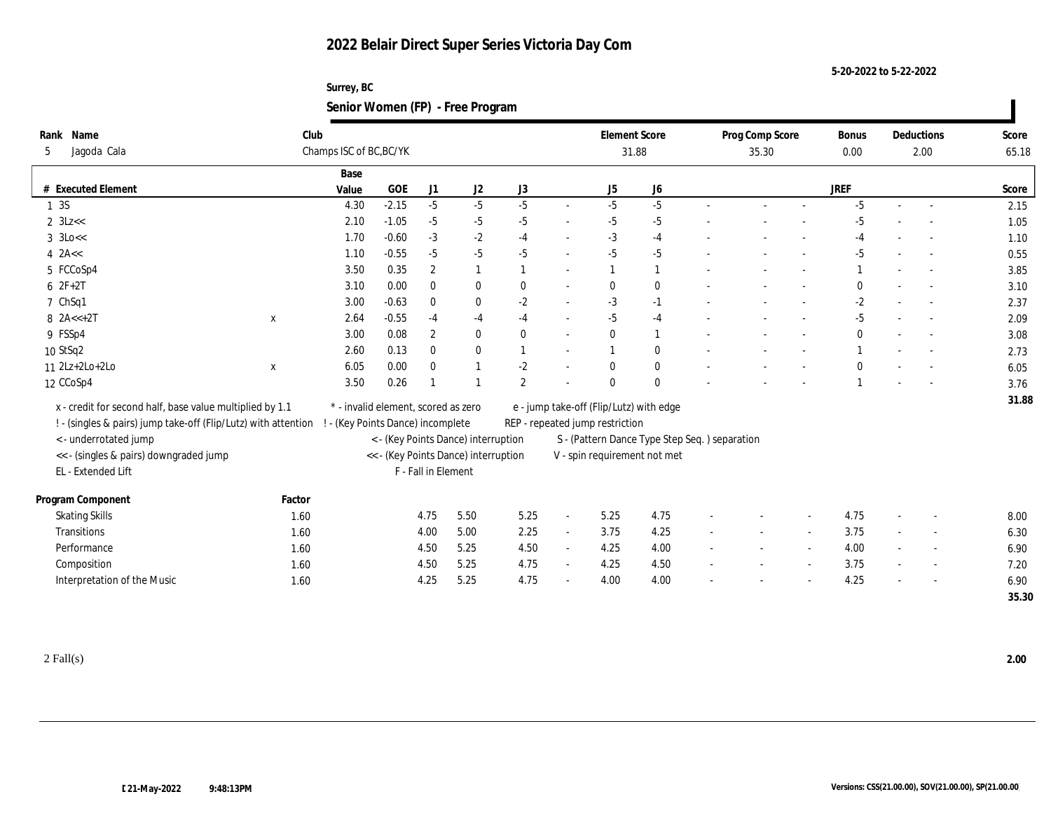# 2022 Belair Direct Super Series Victoria Day Com

5-20-2022 to 5-22-2022

Surrey, BC

## Senior Women (FP) - Free Program

| Rank | Name | Club | Element Score | Prog Comp Score | Bonus | Deductions | Score |
|---|---|---|---|---|---|---|---|
| 5 | Jagoda Cala | Champs ISC of BC,BC/YK | 31.88 | 35.30 | 0.00 | 2.00 | 65.18 |

| # | Executed Element | | Base Value | GOE | J1 | J2 | J3 | | J5 | J6 | | | | JREF | | | Score |
|---|---|---|---|---|---|---|---|---|---|---|---|---|---|---|---|---|---|
| 1 | 3S | | 4.30 | -2.15 | -5 | -5 | -5 | - | -5 | -5 | - | - | - | -5 | - | - | 2.15 |
| 2 | 3Lz<< | | 2.10 | -1.05 | -5 | -5 | -5 | - | -5 | -5 | - | - | - | -5 | - | - | 1.05 |
| 3 | 3Lo<< | | 1.70 | -0.60 | -3 | -2 | -4 | - | -3 | -4 | - | - | - | -4 | - | - | 1.10 |
| 4 | 2A<< | | 1.10 | -0.55 | -5 | -5 | -5 | - | -5 | -5 | - | - | - | -5 | - | - | 0.55 |
| 5 | FCCoSp4 | | 3.50 | 0.35 | 2 | 1 | 1 | - | 1 | 1 | - | - | - | 1 | - | - | 3.85 |
| 6 | 2F+2T | | 3.10 | 0.00 | 0 | 0 | 0 | - | 0 | 0 | - | - | - | 0 | - | - | 3.10 |
| 7 | ChSq1 | | 3.00 | -0.63 | 0 | 0 | -2 | - | -3 | -1 | - | - | - | -2 | - | - | 2.37 |
| 8 | 2A<<+2T | x | 2.64 | -0.55 | -4 | -4 | -4 | - | -5 | -4 | - | - | - | -5 | - | - | 2.09 |
| 9 | FSSp4 | | 3.00 | 0.08 | 2 | 0 | 0 | - | 0 | 1 | - | - | - | 0 | - | - | 3.08 |
| 10 | StSq2 | | 2.60 | 0.13 | 0 | 0 | 1 | - | 1 | 0 | - | - | - | 1 | - | - | 2.73 |
| 11 | 2Lz+2Lo+2Lo | x | 6.05 | 0.00 | 0 | 1 | -2 | - | 0 | 0 | - | - | - | 0 | - | - | 6.05 |
| 12 | CCoSp4 | | 3.50 | 0.26 | 1 | 1 | 2 | - | 0 | 0 | - | - | - | 1 | - | - | 3.76 |
| | | | | | | | | | | | | | | | | | 31.88 |

x - credit for second half, base value multiplied by 1.1
! - (singles & pairs) jump take-off (Flip/Lutz) with attention
< - underrotated jump
<< - (singles & pairs) downgraded jump
EL - Extended Lift
* - invalid element, scored as zero
! - (Key Points Dance) incomplete
< - (Key Points Dance) interruption
<< - (Key Points Dance) interruption
F - Fall in Element
e - jump take-off (Flip/Lutz) with edge
REP - repeated jump restriction
S - (Pattern Dance Type Step Seq. ) separation
V - spin requirement not met

| Program Component | Factor | J1 | J2 | J3 | | J5 | J6 | | | | JREF | | | Score |
|---|---|---|---|---|---|---|---|---|---|---|---|---|---|---|
| Skating Skills | 1.60 | 4.75 | 5.50 | 5.25 | - | 5.25 | 4.75 | - | - | - | 4.75 | - | - | 8.00 |
| Transitions | 1.60 | 4.00 | 5.00 | 2.25 | - | 3.75 | 4.25 | - | - | - | 3.75 | - | - | 6.30 |
| Performance | 1.60 | 4.50 | 5.25 | 4.50 | - | 4.25 | 4.00 | - | - | - | 4.00 | - | - | 6.90 |
| Composition | 1.60 | 4.50 | 5.25 | 4.75 | - | 4.25 | 4.50 | - | - | - | 3.75 | - | - | 7.20 |
| Interpretation of the Music | 1.60 | 4.25 | 5.25 | 4.75 | - | 4.00 | 4.00 | - | - | - | 4.25 | - | - | 6.90 |
| | | | | | | | | | | | | | | 35.30 |

2 Fall(s) **2.00**